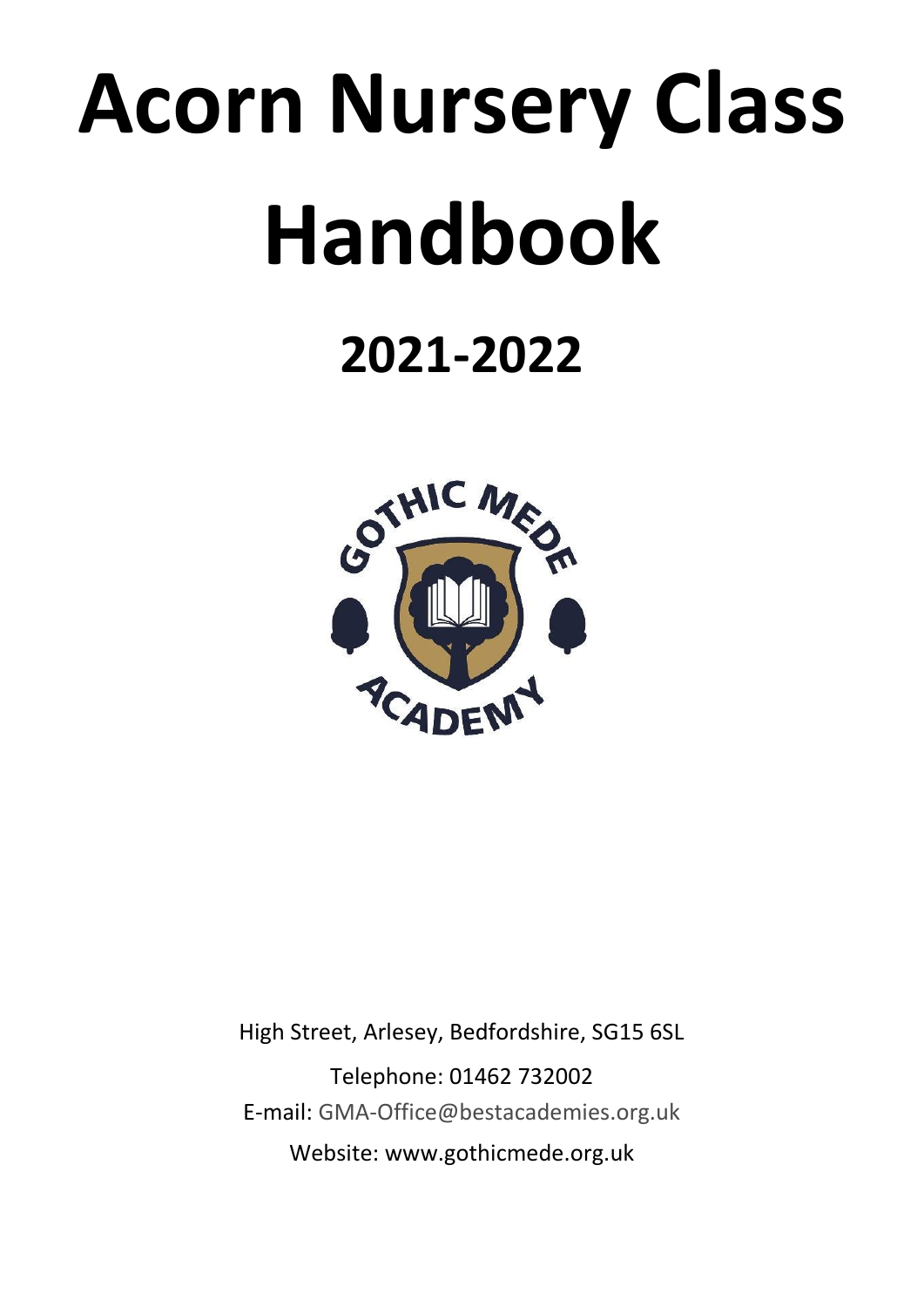# Acorn Nursery Class Handbook

## 2021-2022

High Street, Arlesey, Bedfordshire, SG15 6SL

Telephone: 01462 732002

E-mail: GMA-Office@bestacademies.org.uk

Website: www.gothicmede.org.uk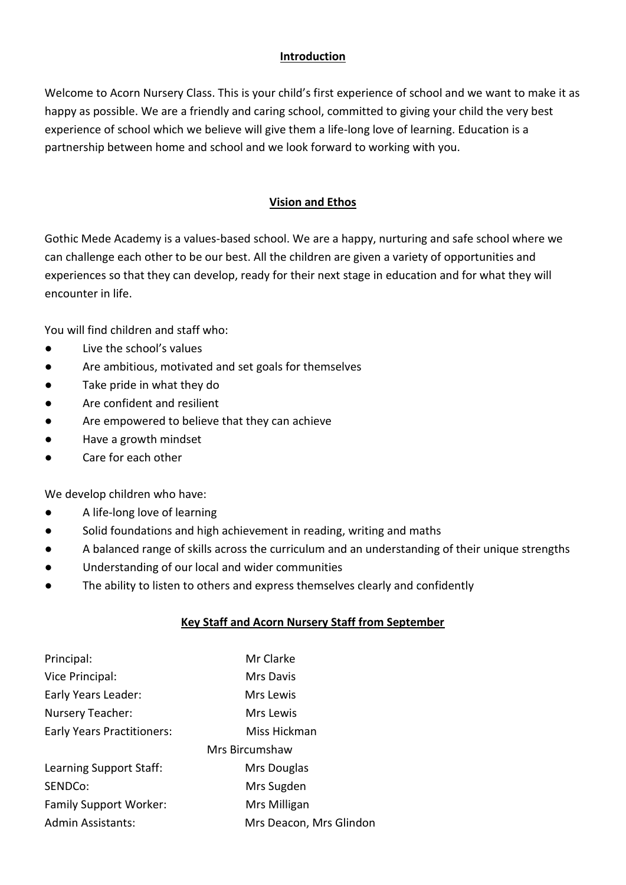## Introduction

Welcome to Acorn Nursery Class. This is your child's first experience of school and we want to make it as happy as possible. We are a friendly and caring school, committed to giving your child the very best experience of school which we believe will give them a life-long love of learning. Education is a partnership between home and school and we look forward to working with you.

## Vision and Ethos

Gothic Mede Academy is a values-based school. We are a happy, nurturing and safe school where we can challenge each other to be our best. All the children are given a variety of opportunities and experiences so that they can develop, ready for their next stage in education and for what they will encounter in life.

You will find children and staff who:

- Live the school's values
- Are ambitious, motivated and set goals for themselves
- Take pride in what they do
- Are confident and resilient
- Are empowered to believe that they can achieve
- Have a growth mindset
- Care for each other

We develop children who have:

- A life-long love of learning
- Solid foundations and high achievement in reading, writing and maths
- A balanced range of skills across the curriculum and an understanding of their unique strengths
- Understanding of our local and wider communities
- The ability to listen to others and express themselves clearly and confidently

## Key Staff and Acorn Nursery Staff from September

| | |
|---|---|
| Principal: | Mr Clarke |
| Vice Principal: | Mrs Davis |
| Early Years Leader: | Mrs Lewis |
| Nursery Teacher: | Mrs Lewis |
| Early Years Practitioners: | Miss Hickman |
| | Mrs Bircumshaw |
| Learning Support Staff: | Mrs Douglas |
| SENDCo: | Mrs Sugden |
| Family Support Worker: | Mrs Milligan |
| Admin Assistants: | Mrs Deacon, Mrs Glindon |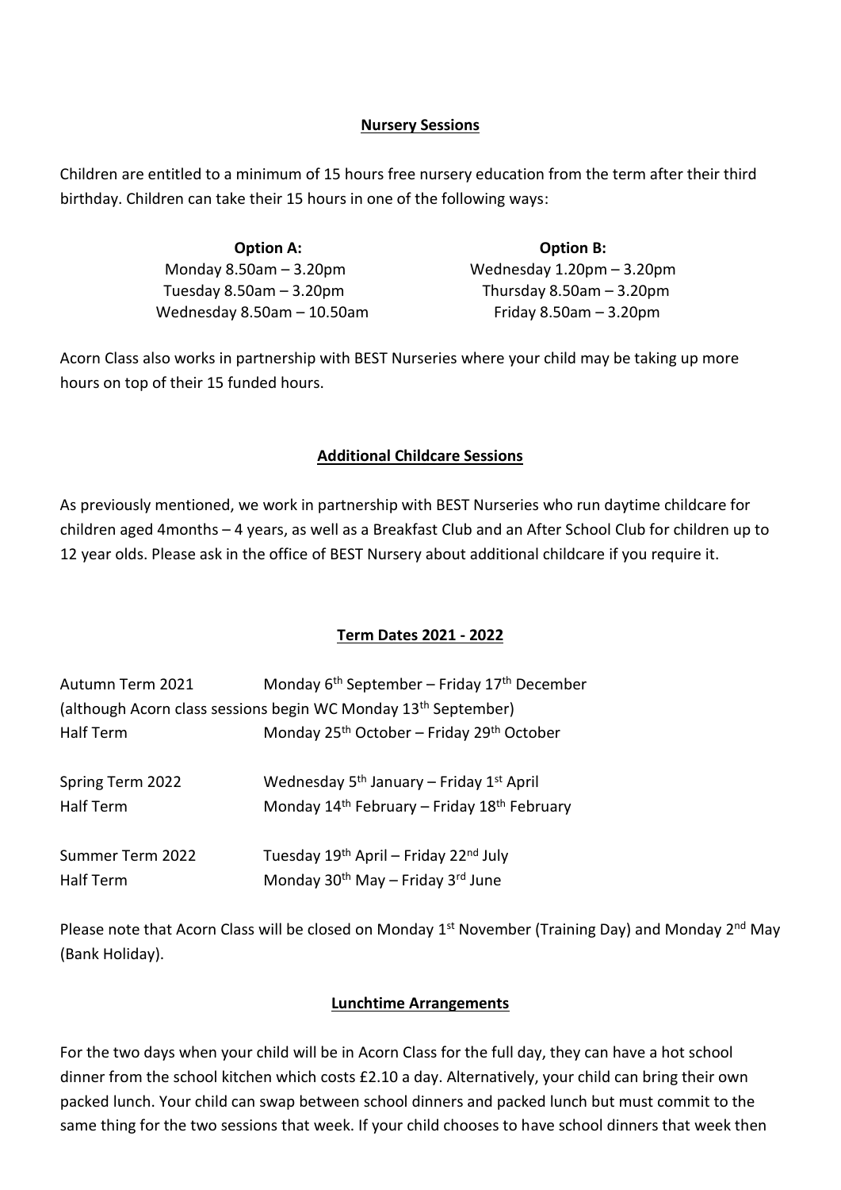**Nursery Sessions**

Children are entitled to a minimum of 15 hours free nursery education from the term after their third birthday. Children can take their 15 hours in one of the following ways:

| **Option A:** | **Option B:** |
|---|---|
| Monday 8.50am – 3.20pm | Wednesday 1.20pm – 3.20pm |
| Tuesday 8.50am – 3.20pm | Thursday 8.50am – 3.20pm |
| Wednesday 8.50am – 10.50am | Friday 8.50am – 3.20pm |

Acorn Class also works in partnership with BEST Nurseries where your child may be taking up more hours on top of their 15 funded hours.

**Additional Childcare Sessions**

As previously mentioned, we work in partnership with BEST Nurseries who run daytime childcare for children aged 4months – 4 years, as well as a Breakfast Club and an After School Club for children up to 12 year olds. Please ask in the office of BEST Nursery about additional childcare if you require it.

**Term Dates 2021 - 2022**

Autumn Term 2021 — Monday 6th September – Friday 17th December
(although Acorn class sessions begin WC Monday 13th September)
Half Term — Monday 25th October – Friday 29th October

Spring Term 2022 — Wednesday 5th January – Friday 1st April
Half Term — Monday 14th February – Friday 18th February

Summer Term 2022 — Tuesday 19th April – Friday 22nd July
Half Term — Monday 30th May – Friday 3rd June

Please note that Acorn Class will be closed on Monday 1st November (Training Day) and Monday 2nd May (Bank Holiday).

**Lunchtime Arrangements**

For the two days when your child will be in Acorn Class for the full day, they can have a hot school dinner from the school kitchen which costs £2.10 a day. Alternatively, your child can bring their own packed lunch. Your child can swap between school dinners and packed lunch but must commit to the same thing for the two sessions that week. If your child chooses to have school dinners that week then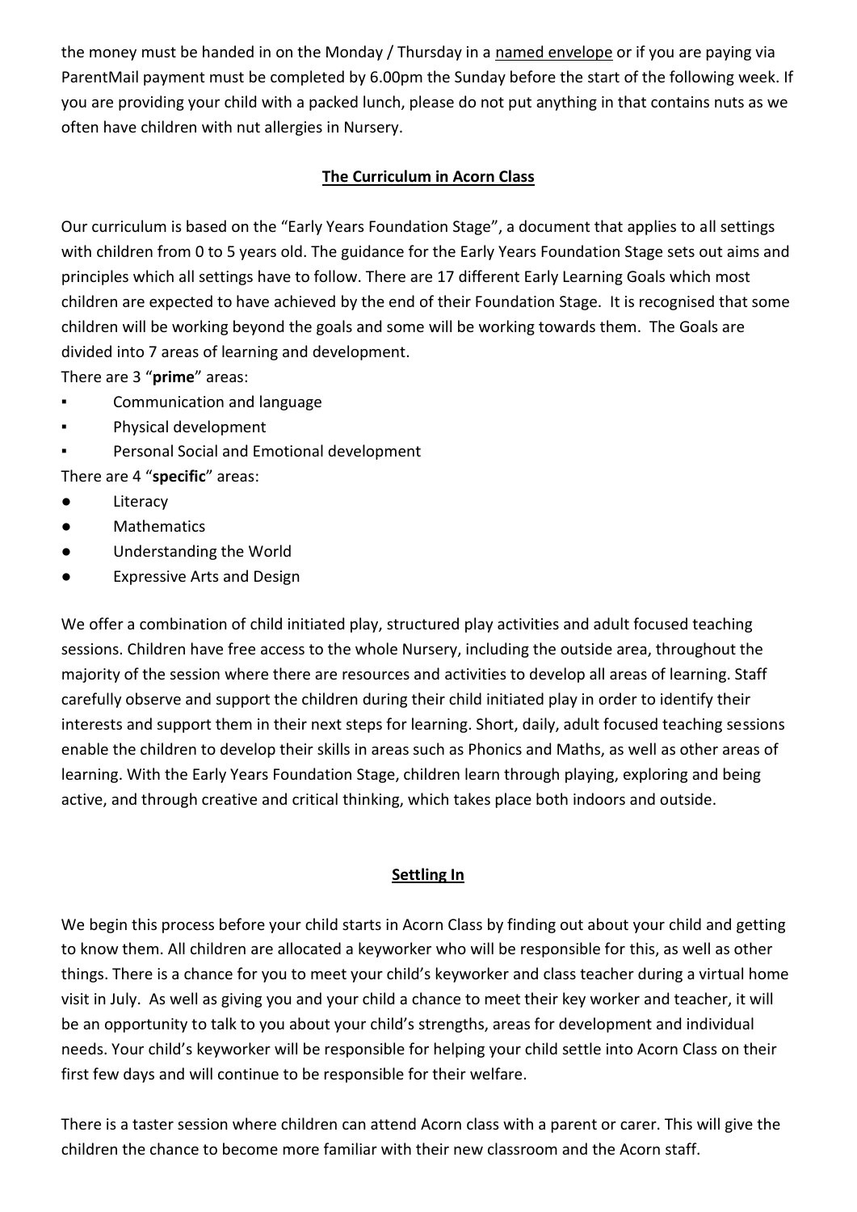the money must be handed in on the Monday / Thursday in a <u>named envelope</u> or if you are paying via ParentMail payment must be completed by 6.00pm the Sunday before the start of the following week. If you are providing your child with a packed lunch, please do not put anything in that contains nuts as we often have children with nut allergies in Nursery.

## The Curriculum in Acorn Class

Our curriculum is based on the "Early Years Foundation Stage", a document that applies to all settings with children from 0 to 5 years old. The guidance for the Early Years Foundation Stage sets out aims and principles which all settings have to follow. There are 17 different Early Learning Goals which most children are expected to have achieved by the end of their Foundation Stage. It is recognised that some children will be working beyond the goals and some will be working towards them. The Goals are divided into 7 areas of learning and development.

There are 3 "**prime**" areas:

- Communication and language
- Physical development
- Personal Social and Emotional development

There are 4 "**specific**" areas:

- Literacy
- Mathematics
- Understanding the World
- Expressive Arts and Design

We offer a combination of child initiated play, structured play activities and adult focused teaching sessions. Children have free access to the whole Nursery, including the outside area, throughout the majority of the session where there are resources and activities to develop all areas of learning. Staff carefully observe and support the children during their child initiated play in order to identify their interests and support them in their next steps for learning. Short, daily, adult focused teaching sessions enable the children to develop their skills in areas such as Phonics and Maths, as well as other areas of learning. With the Early Years Foundation Stage, children learn through playing, exploring and being active, and through creative and critical thinking, which takes place both indoors and outside.

## Settling In

We begin this process before your child starts in Acorn Class by finding out about your child and getting to know them. All children are allocated a keyworker who will be responsible for this, as well as other things. There is a chance for you to meet your child's keyworker and class teacher during a virtual home visit in July. As well as giving you and your child a chance to meet their key worker and teacher, it will be an opportunity to talk to you about your child's strengths, areas for development and individual needs. Your child's keyworker will be responsible for helping your child settle into Acorn Class on their first few days and will continue to be responsible for their welfare.

There is a taster session where children can attend Acorn class with a parent or carer. This will give the children the chance to become more familiar with their new classroom and the Acorn staff.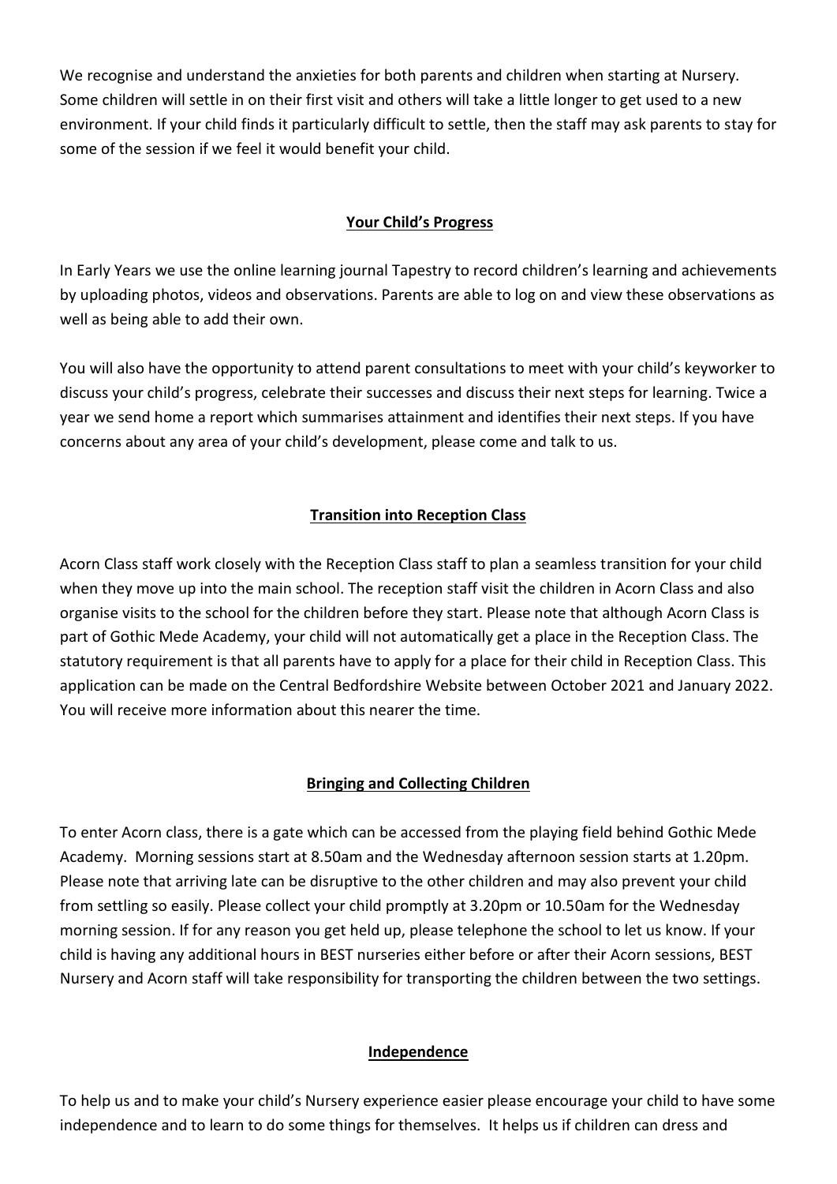We recognise and understand the anxieties for both parents and children when starting at Nursery. Some children will settle in on their first visit and others will take a little longer to get used to a new environment. If your child finds it particularly difficult to settle, then the staff may ask parents to stay for some of the session if we feel it would benefit your child.

## **Your Child's Progress**

In Early Years we use the online learning journal Tapestry to record children's learning and achievements by uploading photos, videos and observations. Parents are able to log on and view these observations as well as being able to add their own.

You will also have the opportunity to attend parent consultations to meet with your child's keyworker to discuss your child's progress, celebrate their successes and discuss their next steps for learning. Twice a year we send home a report which summarises attainment and identifies their next steps. If you have concerns about any area of your child's development, please come and talk to us.

## **Transition into Reception Class**

Acorn Class staff work closely with the Reception Class staff to plan a seamless transition for your child when they move up into the main school. The reception staff visit the children in Acorn Class and also organise visits to the school for the children before they start. Please note that although Acorn Class is part of Gothic Mede Academy, your child will not automatically get a place in the Reception Class. The statutory requirement is that all parents have to apply for a place for their child in Reception Class. This application can be made on the Central Bedfordshire Website between October 2021 and January 2022. You will receive more information about this nearer the time.

## **Bringing and Collecting Children**

To enter Acorn class, there is a gate which can be accessed from the playing field behind Gothic Mede Academy. Morning sessions start at 8.50am and the Wednesday afternoon session starts at 1.20pm. Please note that arriving late can be disruptive to the other children and may also prevent your child from settling so easily. Please collect your child promptly at 3.20pm or 10.50am for the Wednesday morning session. If for any reason you get held up, please telephone the school to let us know. If your child is having any additional hours in BEST nurseries either before or after their Acorn sessions, BEST Nursery and Acorn staff will take responsibility for transporting the children between the two settings.

## **Independence**

To help us and to make your child's Nursery experience easier please encourage your child to have some independence and to learn to do some things for themselves. It helps us if children can dress and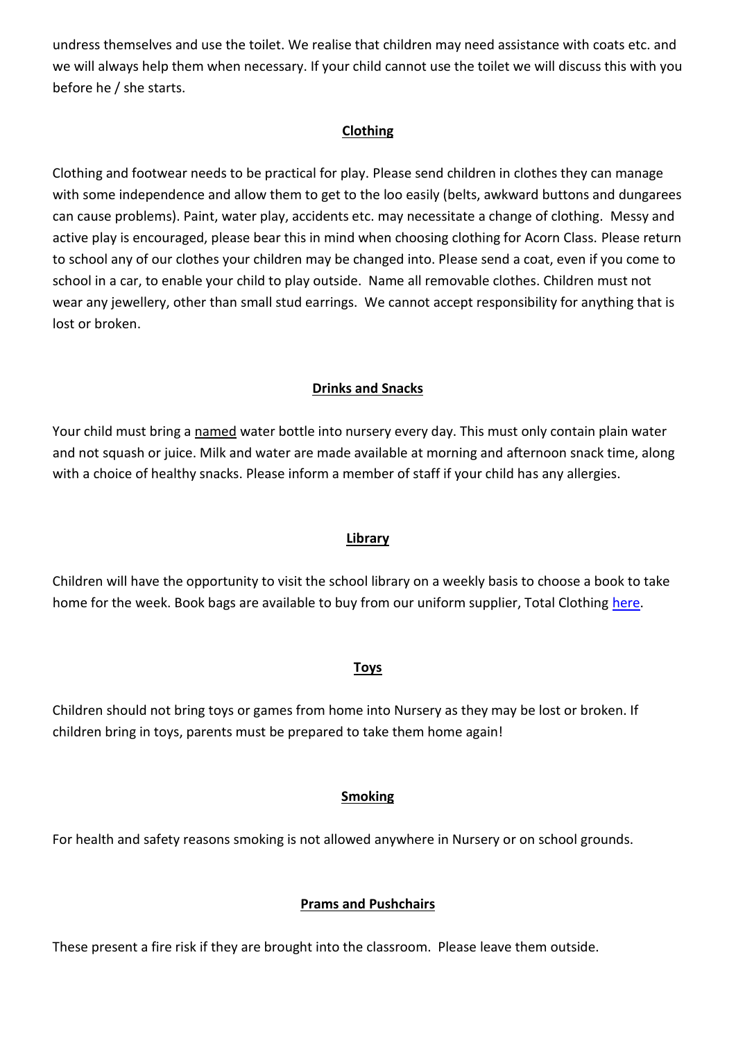undress themselves and use the toilet. We realise that children may need assistance with coats etc. and we will always help them when necessary. If your child cannot use the toilet we will discuss this with you before he / she starts.

## Clothing

Clothing and footwear needs to be practical for play. Please send children in clothes they can manage with some independence and allow them to get to the loo easily (belts, awkward buttons and dungarees can cause problems). Paint, water play, accidents etc. may necessitate a change of clothing. Messy and active play is encouraged, please bear this in mind when choosing clothing for Acorn Class. Please return to school any of our clothes your children may be changed into. Please send a coat, even if you come to school in a car, to enable your child to play outside. Name all removable clothes. Children must not wear any jewellery, other than small stud earrings. We cannot accept responsibility for anything that is lost or broken.

## Drinks and Snacks

Your child must bring a named water bottle into nursery every day. This must only contain plain water and not squash or juice. Milk and water are made available at morning and afternoon snack time, along with a choice of healthy snacks. Please inform a member of staff if your child has any allergies.

## Library

Children will have the opportunity to visit the school library on a weekly basis to choose a book to take home for the week. Book bags are available to buy from our uniform supplier, Total Clothing here.

## Toys

Children should not bring toys or games from home into Nursery as they may be lost or broken. If children bring in toys, parents must be prepared to take them home again!

## Smoking

For health and safety reasons smoking is not allowed anywhere in Nursery or on school grounds.

## Prams and Pushchairs

These present a fire risk if they are brought into the classroom. Please leave them outside.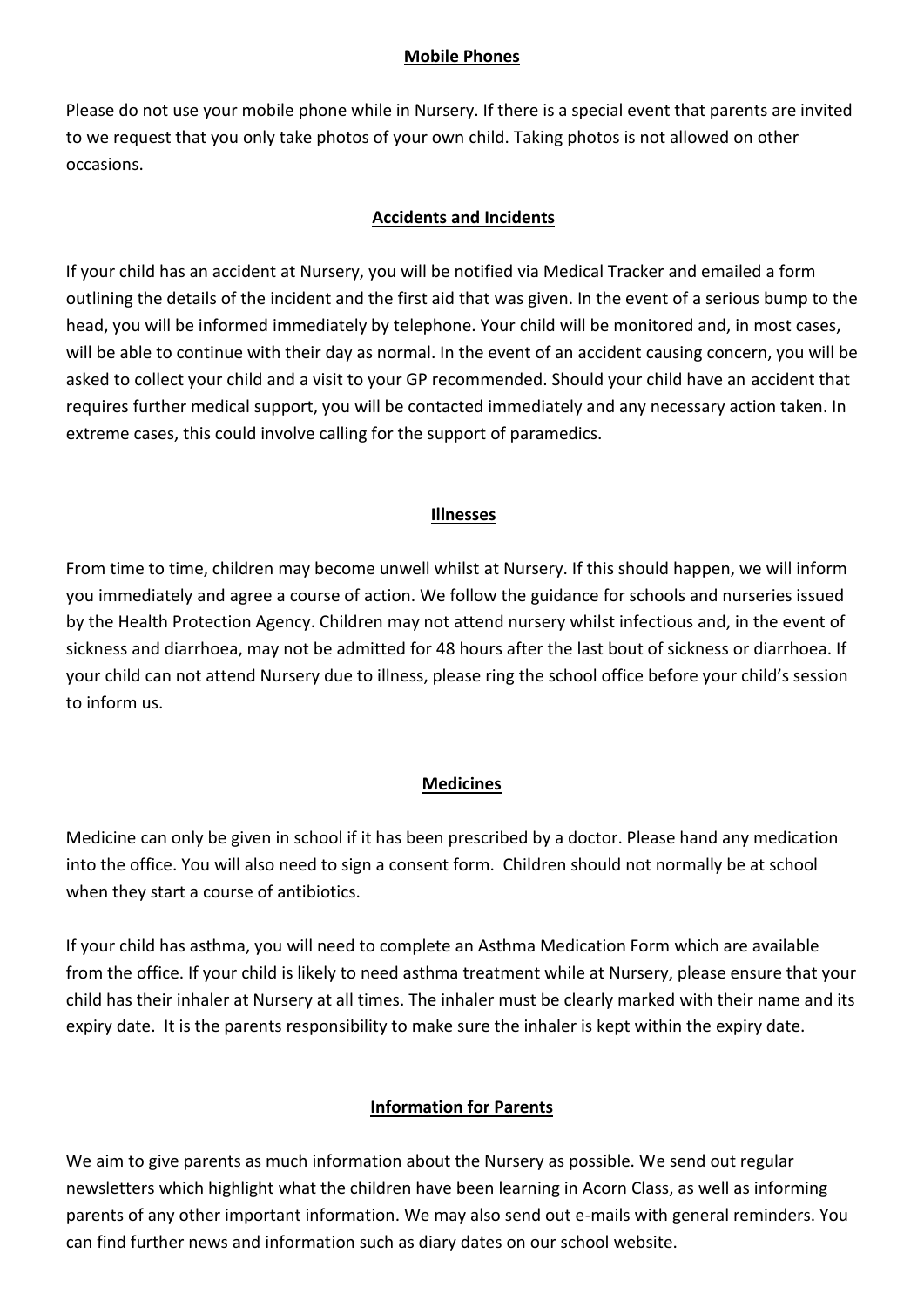## Mobile Phones

Please do not use your mobile phone while in Nursery. If there is a special event that parents are invited to we request that you only take photos of your own child. Taking photos is not allowed on other occasions.

## Accidents and Incidents

If your child has an accident at Nursery, you will be notified via Medical Tracker and emailed a form outlining the details of the incident and the first aid that was given. In the event of a serious bump to the head, you will be informed immediately by telephone. Your child will be monitored and, in most cases, will be able to continue with their day as normal. In the event of an accident causing concern, you will be asked to collect your child and a visit to your GP recommended. Should your child have an accident that requires further medical support, you will be contacted immediately and any necessary action taken. In extreme cases, this could involve calling for the support of paramedics.

## Illnesses

From time to time, children may become unwell whilst at Nursery. If this should happen, we will inform you immediately and agree a course of action. We follow the guidance for schools and nurseries issued by the Health Protection Agency. Children may not attend nursery whilst infectious and, in the event of sickness and diarrhoea, may not be admitted for 48 hours after the last bout of sickness or diarrhoea. If your child can not attend Nursery due to illness, please ring the school office before your child's session to inform us.

## Medicines

Medicine can only be given in school if it has been prescribed by a doctor. Please hand any medication into the office. You will also need to sign a consent form. Children should not normally be at school when they start a course of antibiotics.

If your child has asthma, you will need to complete an Asthma Medication Form which are available from the office. If your child is likely to need asthma treatment while at Nursery, please ensure that your child has their inhaler at Nursery at all times. The inhaler must be clearly marked with their name and its expiry date. It is the parents responsibility to make sure the inhaler is kept within the expiry date.

## Information for Parents

We aim to give parents as much information about the Nursery as possible. We send out regular newsletters which highlight what the children have been learning in Acorn Class, as well as informing parents of any other important information. We may also send out e-mails with general reminders. You can find further news and information such as diary dates on our school website.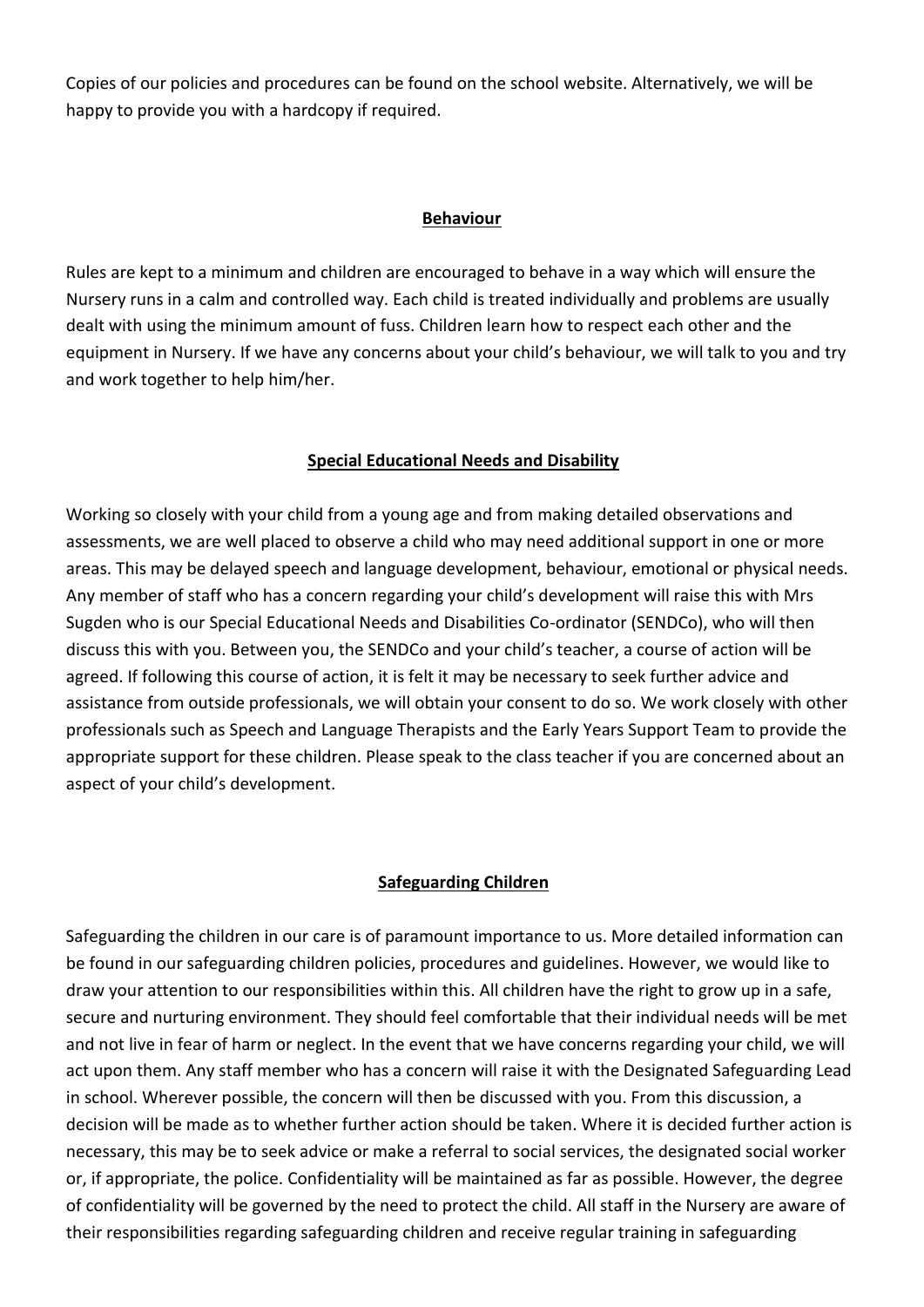Copies of our policies and procedures can be found on the school website. Alternatively, we will be happy to provide you with a hardcopy if required.

## Behaviour

Rules are kept to a minimum and children are encouraged to behave in a way which will ensure the Nursery runs in a calm and controlled way. Each child is treated individually and problems are usually dealt with using the minimum amount of fuss. Children learn how to respect each other and the equipment in Nursery. If we have any concerns about your child's behaviour, we will talk to you and try and work together to help him/her.

## Special Educational Needs and Disability

Working so closely with your child from a young age and from making detailed observations and assessments, we are well placed to observe a child who may need additional support in one or more areas. This may be delayed speech and language development, behaviour, emotional or physical needs. Any member of staff who has a concern regarding your child's development will raise this with Mrs Sugden who is our Special Educational Needs and Disabilities Co-ordinator (SENDCo), who will then discuss this with you. Between you, the SENDCo and your child's teacher, a course of action will be agreed. If following this course of action, it is felt it may be necessary to seek further advice and assistance from outside professionals, we will obtain your consent to do so. We work closely with other professionals such as Speech and Language Therapists and the Early Years Support Team to provide the appropriate support for these children. Please speak to the class teacher if you are concerned about an aspect of your child's development.

## Safeguarding Children

Safeguarding the children in our care is of paramount importance to us. More detailed information can be found in our safeguarding children policies, procedures and guidelines. However, we would like to draw your attention to our responsibilities within this. All children have the right to grow up in a safe, secure and nurturing environment. They should feel comfortable that their individual needs will be met and not live in fear of harm or neglect. In the event that we have concerns regarding your child, we will act upon them. Any staff member who has a concern will raise it with the Designated Safeguarding Lead in school. Wherever possible, the concern will then be discussed with you. From this discussion, a decision will be made as to whether further action should be taken. Where it is decided further action is necessary, this may be to seek advice or make a referral to social services, the designated social worker or, if appropriate, the police. Confidentiality will be maintained as far as possible. However, the degree of confidentiality will be governed by the need to protect the child. All staff in the Nursery are aware of their responsibilities regarding safeguarding children and receive regular training in safeguarding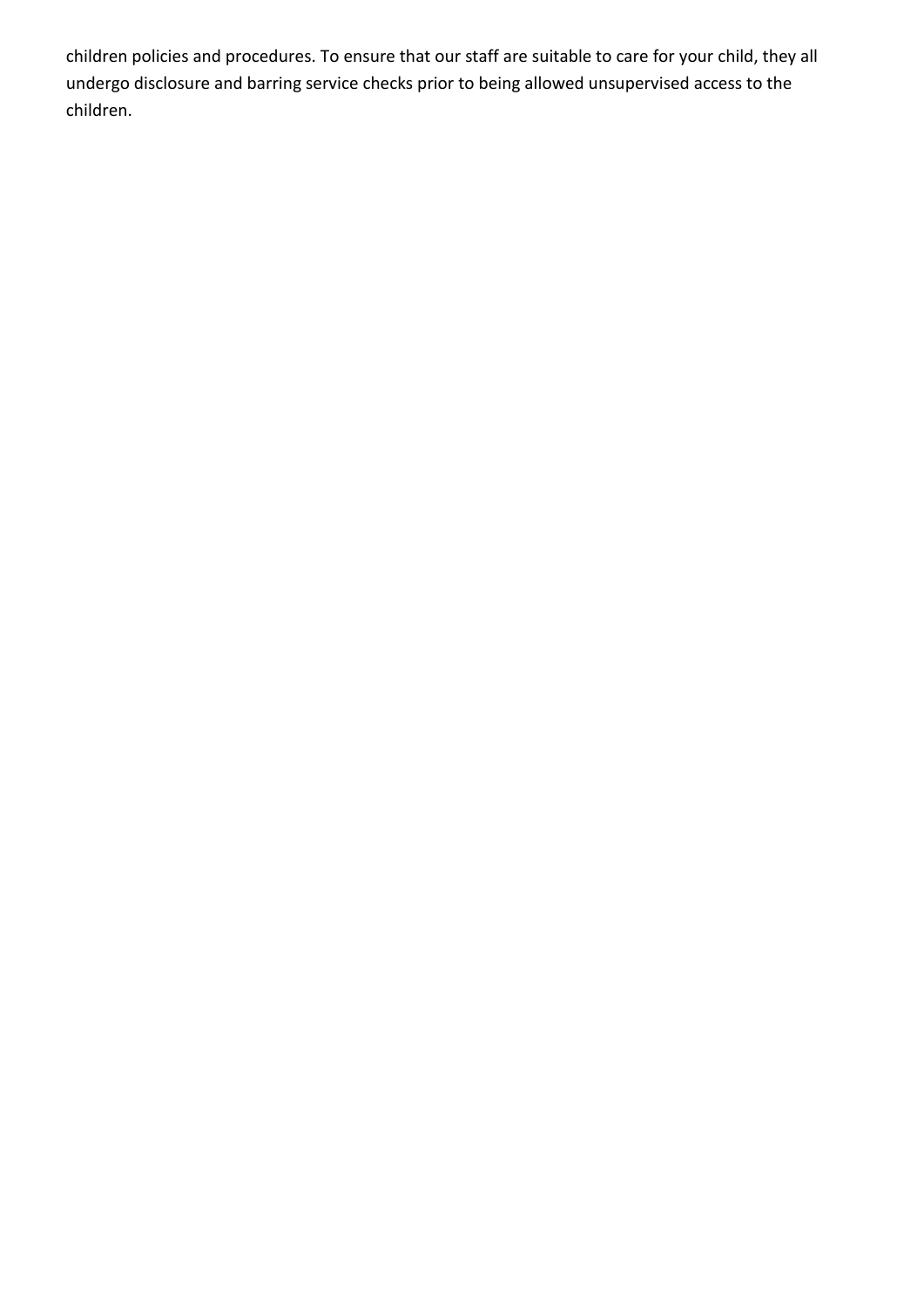children policies and procedures. To ensure that our staff are suitable to care for your child, they all undergo disclosure and barring service checks prior to being allowed unsupervised access to the children.